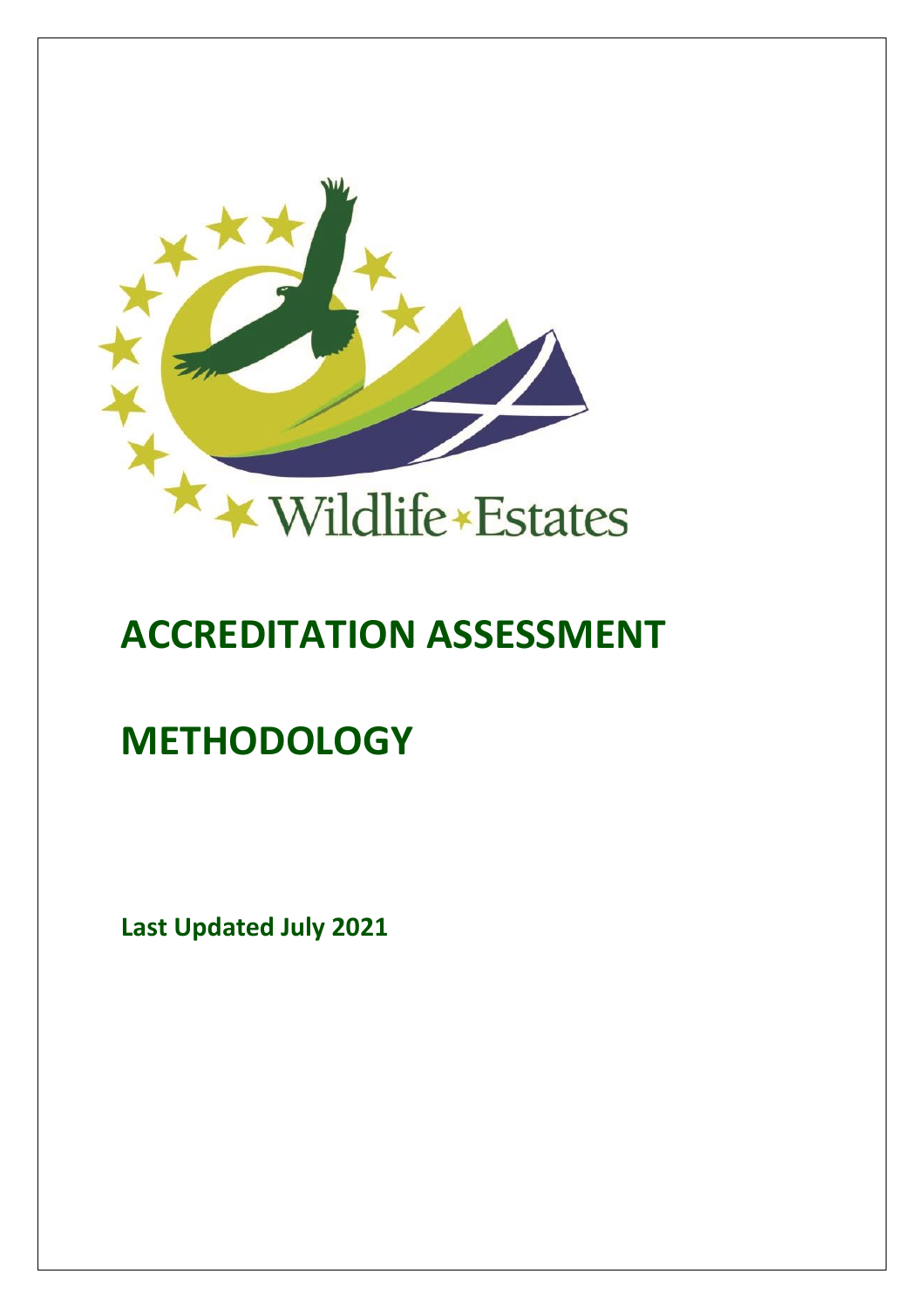Wildlife Estates

# ACCREDITATION ASSESSMENT

# METHODOLOGY

**Last Updated July 2021**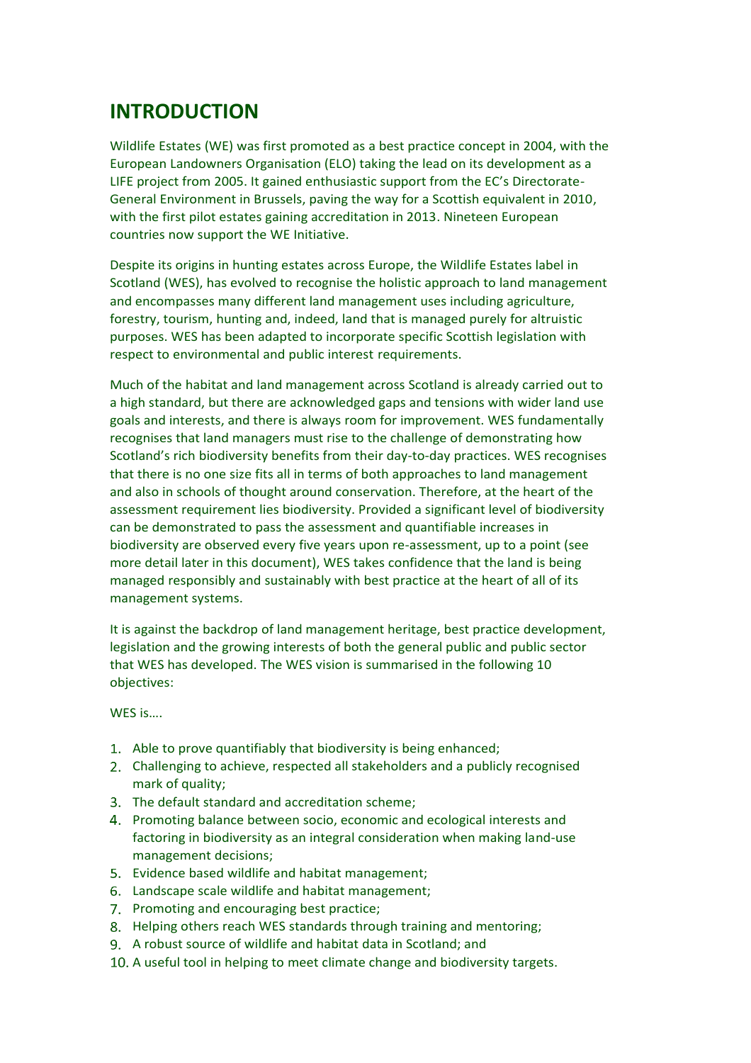# INTRODUCTION

Wildlife Estates (WE) was first promoted as a best practice concept in 2004, with the European Landowners Organisation (ELO) taking the lead on its development as a LIFE project from 2005. It gained enthusiastic support from the EC's Directorate-General Environment in Brussels, paving the way for a Scottish equivalent in 2010, with the first pilot estates gaining accreditation in 2013. Nineteen European countries now support the WE Initiative.

Despite its origins in hunting estates across Europe, the Wildlife Estates label in Scotland (WES), has evolved to recognise the holistic approach to land management and encompasses many different land management uses including agriculture, forestry, tourism, hunting and, indeed, land that is managed purely for altruistic purposes. WES has been adapted to incorporate specific Scottish legislation with respect to environmental and public interest requirements.

Much of the habitat and land management across Scotland is already carried out to a high standard, but there are acknowledged gaps and tensions with wider land use goals and interests, and there is always room for improvement. WES fundamentally recognises that land managers must rise to the challenge of demonstrating how Scotland's rich biodiversity benefits from their day-to-day practices. WES recognises that there is no one size fits all in terms of both approaches to land management and also in schools of thought around conservation. Therefore, at the heart of the assessment requirement lies biodiversity. Provided a significant level of biodiversity can be demonstrated to pass the assessment and quantifiable increases in biodiversity are observed every five years upon re-assessment, up to a point (see more detail later in this document), WES takes confidence that the land is being managed responsibly and sustainably with best practice at the heart of all of its management systems.

It is against the backdrop of land management heritage, best practice development, legislation and the growing interests of both the general public and public sector that WES has developed. The WES vision is summarised in the following 10 objectives:

WES is….

1. Able to prove quantifiably that biodiversity is being enhanced;
2. Challenging to achieve, respected all stakeholders and a publicly recognised mark of quality;
3. The default standard and accreditation scheme;
4. Promoting balance between socio, economic and ecological interests and factoring in biodiversity as an integral consideration when making land-use management decisions;
5. Evidence based wildlife and habitat management;
6. Landscape scale wildlife and habitat management;
7. Promoting and encouraging best practice;
8. Helping others reach WES standards through training and mentoring;
9. A robust source of wildlife and habitat data in Scotland; and
10. A useful tool in helping to meet climate change and biodiversity targets.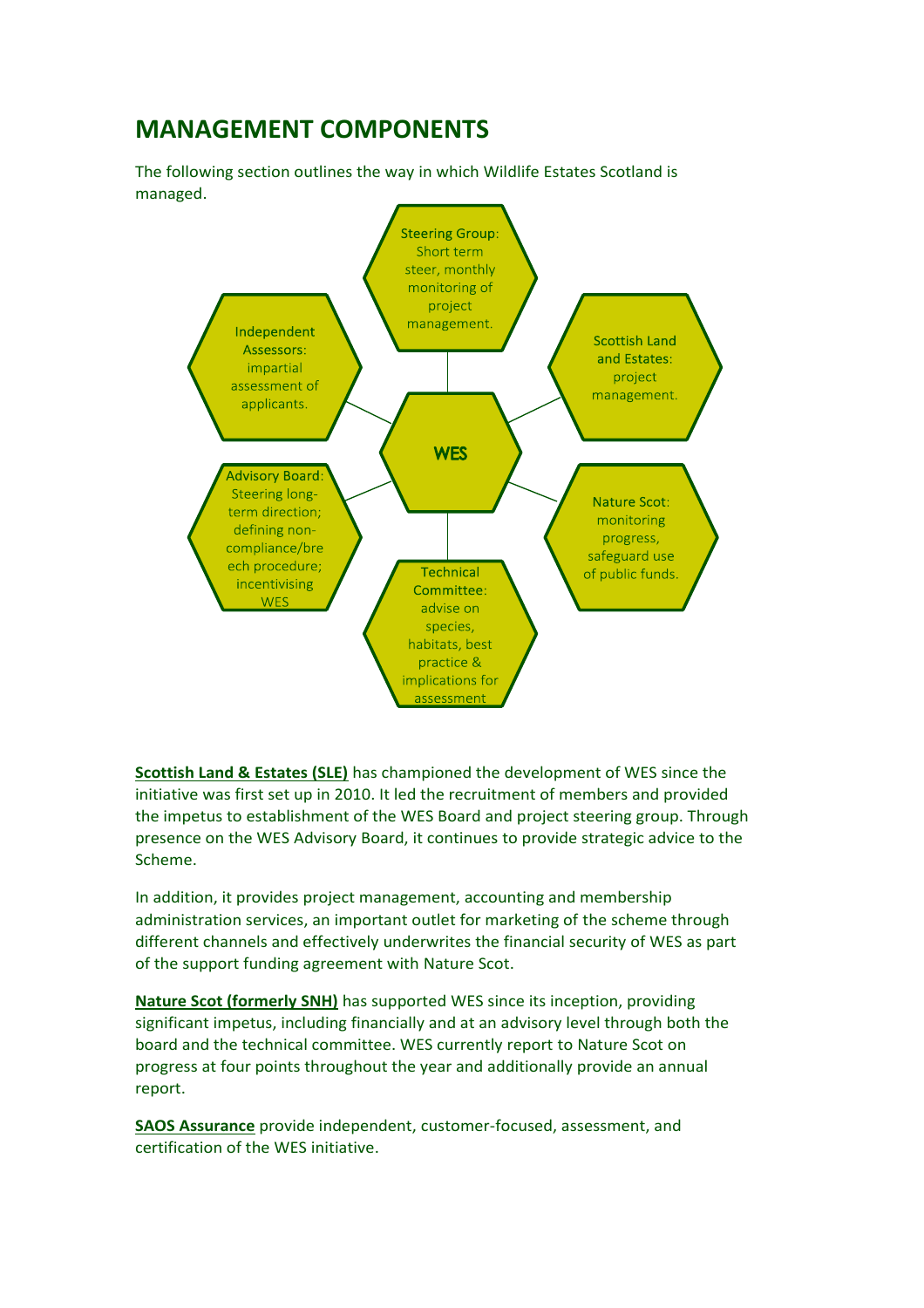# MANAGEMENT COMPONENTS

The following section outlines the way in which Wildlife Estates Scotland is managed.

WES

**Steering Group**: Short term steer, monthly monitoring of project management.

**Scottish Land and Estates**: project management.

**Nature Scot**: monitoring progress, safeguard use of public funds.

**Technical Committee**: advise on species, habitats, best practice & implications for assessment

**Advisory Board**: Steering long-term direction; defining non-compliance/breech procedure; incentivising WES

**Independent Assessors**: impartial assessment of applicants.

**Scottish Land & Estates (SLE)** has championed the development of WES since the initiative was first set up in 2010. It led the recruitment of members and provided the impetus to establishment of the WES Board and project steering group. Through presence on the WES Advisory Board, it continues to provide strategic advice to the Scheme.

In addition, it provides project management, accounting and membership administration services, an important outlet for marketing of the scheme through different channels and effectively underwrites the financial security of WES as part of the support funding agreement with Nature Scot.

**Nature Scot (formerly SNH)** has supported WES since its inception, providing significant impetus, including financially and at an advisory level through both the board and the technical committee. WES currently report to Nature Scot on progress at four points throughout the year and additionally provide an annual report.

**SAOS Assurance** provide independent, customer-focused, assessment, and certification of the WES initiative.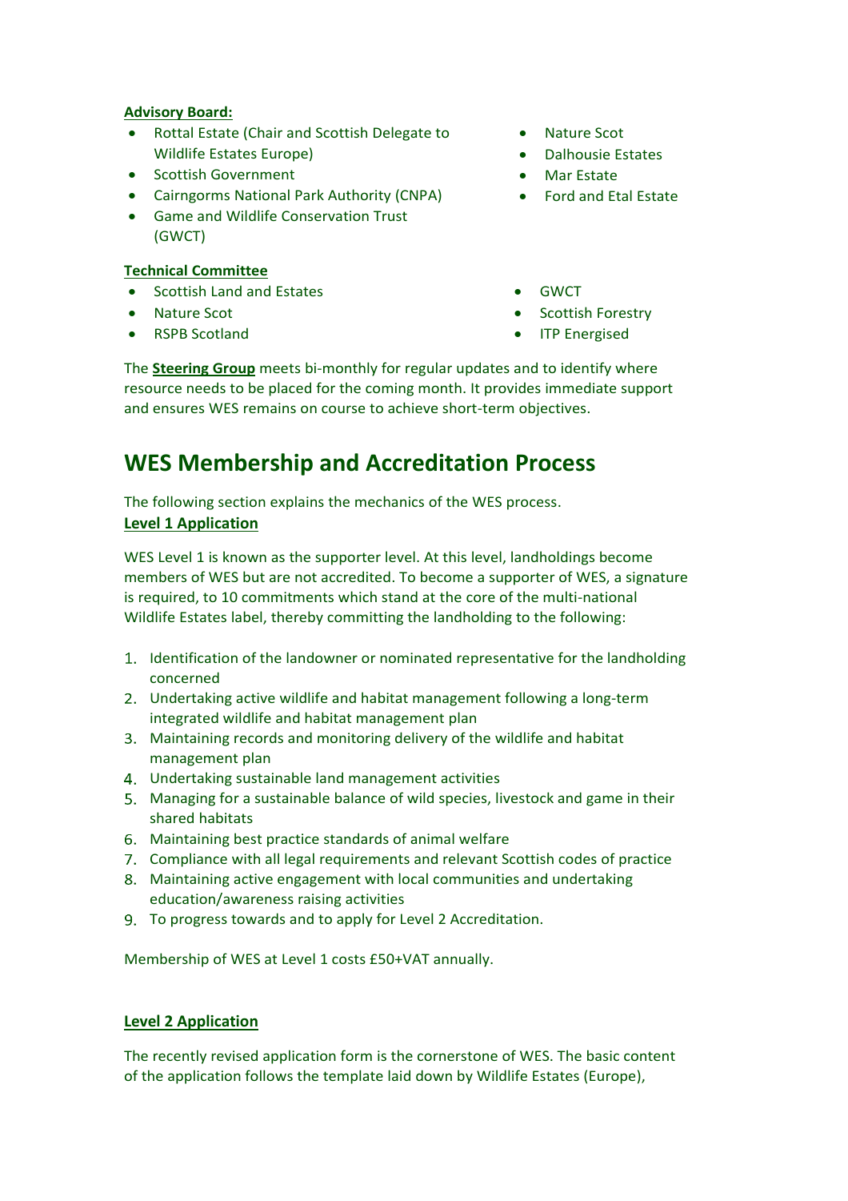**Advisory Board:**

- Rottal Estate (Chair and Scottish Delegate to Wildlife Estates Europe)
- Scottish Government
- Cairngorms National Park Authority (CNPA)
- Game and Wildlife Conservation Trust (GWCT)
- Nature Scot
- Dalhousie Estates
- Mar Estate
- Ford and Etal Estate

**Technical Committee**

- Scottish Land and Estates
- Nature Scot
- RSPB Scotland
- GWCT
- Scottish Forestry
- ITP Energised

The **Steering Group** meets bi-monthly for regular updates and to identify where resource needs to be placed for the coming month. It provides immediate support and ensures WES remains on course to achieve short-term objectives.

## WES Membership and Accreditation Process

The following section explains the mechanics of the WES process.

**Level 1 Application**

WES Level 1 is known as the supporter level. At this level, landholdings become members of WES but are not accredited. To become a supporter of WES, a signature is required, to 10 commitments which stand at the core of the multi-national Wildlife Estates label, thereby committing the landholding to the following:

1. Identification of the landowner or nominated representative for the landholding concerned
2. Undertaking active wildlife and habitat management following a long-term integrated wildlife and habitat management plan
3. Maintaining records and monitoring delivery of the wildlife and habitat management plan
4. Undertaking sustainable land management activities
5. Managing for a sustainable balance of wild species, livestock and game in their shared habitats
6. Maintaining best practice standards of animal welfare
7. Compliance with all legal requirements and relevant Scottish codes of practice
8. Maintaining active engagement with local communities and undertaking education/awareness raising activities
9. To progress towards and to apply for Level 2 Accreditation.

Membership of WES at Level 1 costs £50+VAT annually.

**Level 2 Application**

The recently revised application form is the cornerstone of WES. The basic content of the application follows the template laid down by Wildlife Estates (Europe),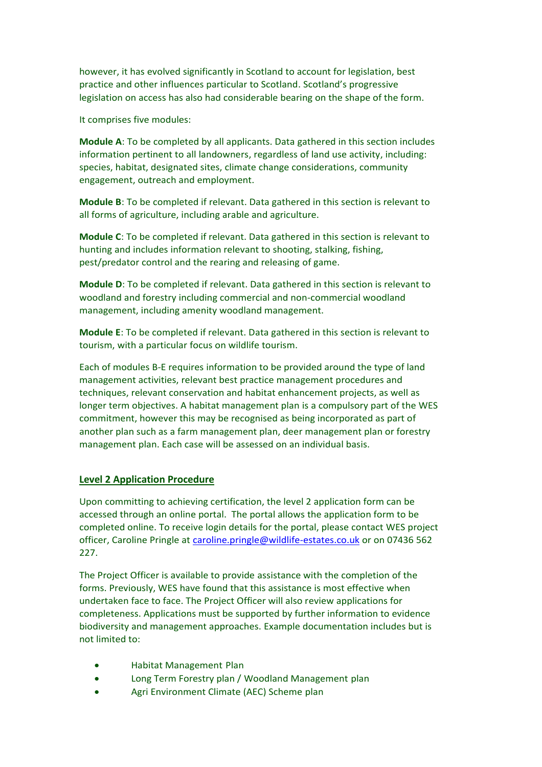however, it has evolved significantly in Scotland to account for legislation, best practice and other influences particular to Scotland. Scotland's progressive legislation on access has also had considerable bearing on the shape of the form.

It comprises five modules:

**Module A**: To be completed by all applicants. Data gathered in this section includes information pertinent to all landowners, regardless of land use activity, including: species, habitat, designated sites, climate change considerations, community engagement, outreach and employment.

**Module B**: To be completed if relevant. Data gathered in this section is relevant to all forms of agriculture, including arable and agriculture.

**Module C**: To be completed if relevant. Data gathered in this section is relevant to hunting and includes information relevant to shooting, stalking, fishing, pest/predator control and the rearing and releasing of game.

**Module D**: To be completed if relevant. Data gathered in this section is relevant to woodland and forestry including commercial and non-commercial woodland management, including amenity woodland management.

**Module E**: To be completed if relevant. Data gathered in this section is relevant to tourism, with a particular focus on wildlife tourism.

Each of modules B-E requires information to be provided around the type of land management activities, relevant best practice management procedures and techniques, relevant conservation and habitat enhancement projects, as well as longer term objectives. A habitat management plan is a compulsory part of the WES commitment, however this may be recognised as being incorporated as part of another plan such as a farm management plan, deer management plan or forestry management plan. Each case will be assessed on an individual basis.

## Level 2 Application Procedure

Upon committing to achieving certification, the level 2 application form can be accessed through an online portal. The portal allows the application form to be completed online. To receive login details for the portal, please contact WES project officer, Caroline Pringle at caroline.pringle@wildlife-estates.co.uk or on 07436 562 227.

The Project Officer is available to provide assistance with the completion of the forms. Previously, WES have found that this assistance is most effective when undertaken face to face. The Project Officer will also review applications for completeness. Applications must be supported by further information to evidence biodiversity and management approaches. Example documentation includes but is not limited to:

- Habitat Management Plan
- Long Term Forestry plan / Woodland Management plan
- Agri Environment Climate (AEC) Scheme plan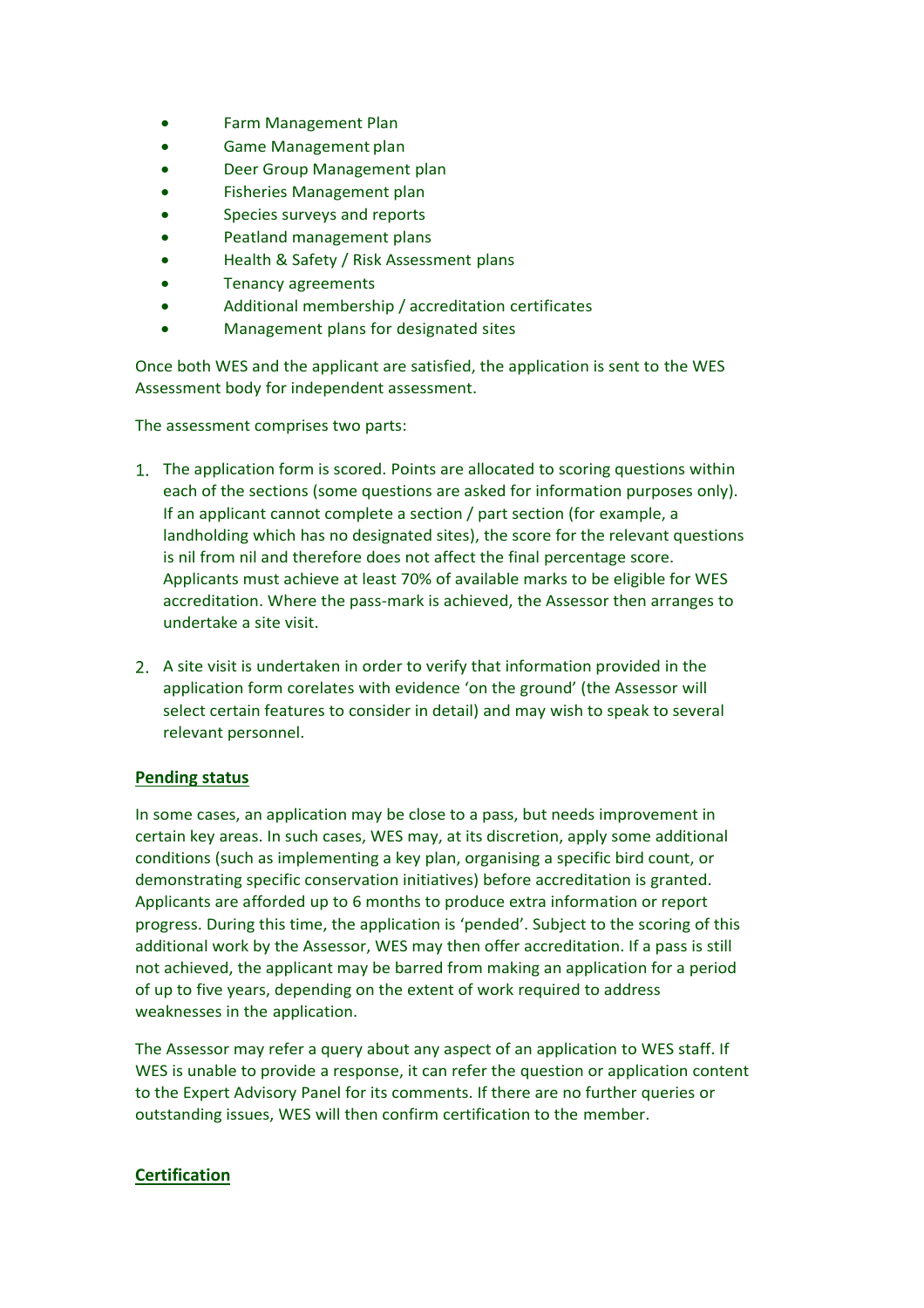- Farm Management Plan
- Game Management plan
- Deer Group Management plan
- Fisheries Management plan
- Species surveys and reports
- Peatland management plans
- Health & Safety / Risk Assessment plans
- Tenancy agreements
- Additional membership / accreditation certificates
- Management plans for designated sites

Once both WES and the applicant are satisfied, the application is sent to the WES Assessment body for independent assessment.

The assessment comprises two parts:

1. The application form is scored. Points are allocated to scoring questions within each of the sections (some questions are asked for information purposes only). If an applicant cannot complete a section / part section (for example, a landholding which has no designated sites), the score for the relevant questions is nil from nil and therefore does not affect the final percentage score. Applicants must achieve at least 70% of available marks to be eligible for WES accreditation. Where the pass-mark is achieved, the Assessor then arranges to undertake a site visit.

2. A site visit is undertaken in order to verify that information provided in the application form corelates with evidence 'on the ground' (the Assessor will select certain features to consider in detail) and may wish to speak to several relevant personnel.

**Pending status**

In some cases, an application may be close to a pass, but needs improvement in certain key areas. In such cases, WES may, at its discretion, apply some additional conditions (such as implementing a key plan, organising a specific bird count, or demonstrating specific conservation initiatives) before accreditation is granted. Applicants are afforded up to 6 months to produce extra information or report progress. During this time, the application is 'pended'. Subject to the scoring of this additional work by the Assessor, WES may then offer accreditation. If a pass is still not achieved, the applicant may be barred from making an application for a period of up to five years, depending on the extent of work required to address weaknesses in the application.

The Assessor may refer a query about any aspect of an application to WES staff. If WES is unable to provide a response, it can refer the question or application content to the Expert Advisory Panel for its comments. If there are no further queries or outstanding issues, WES will then confirm certification to the member.

**Certification**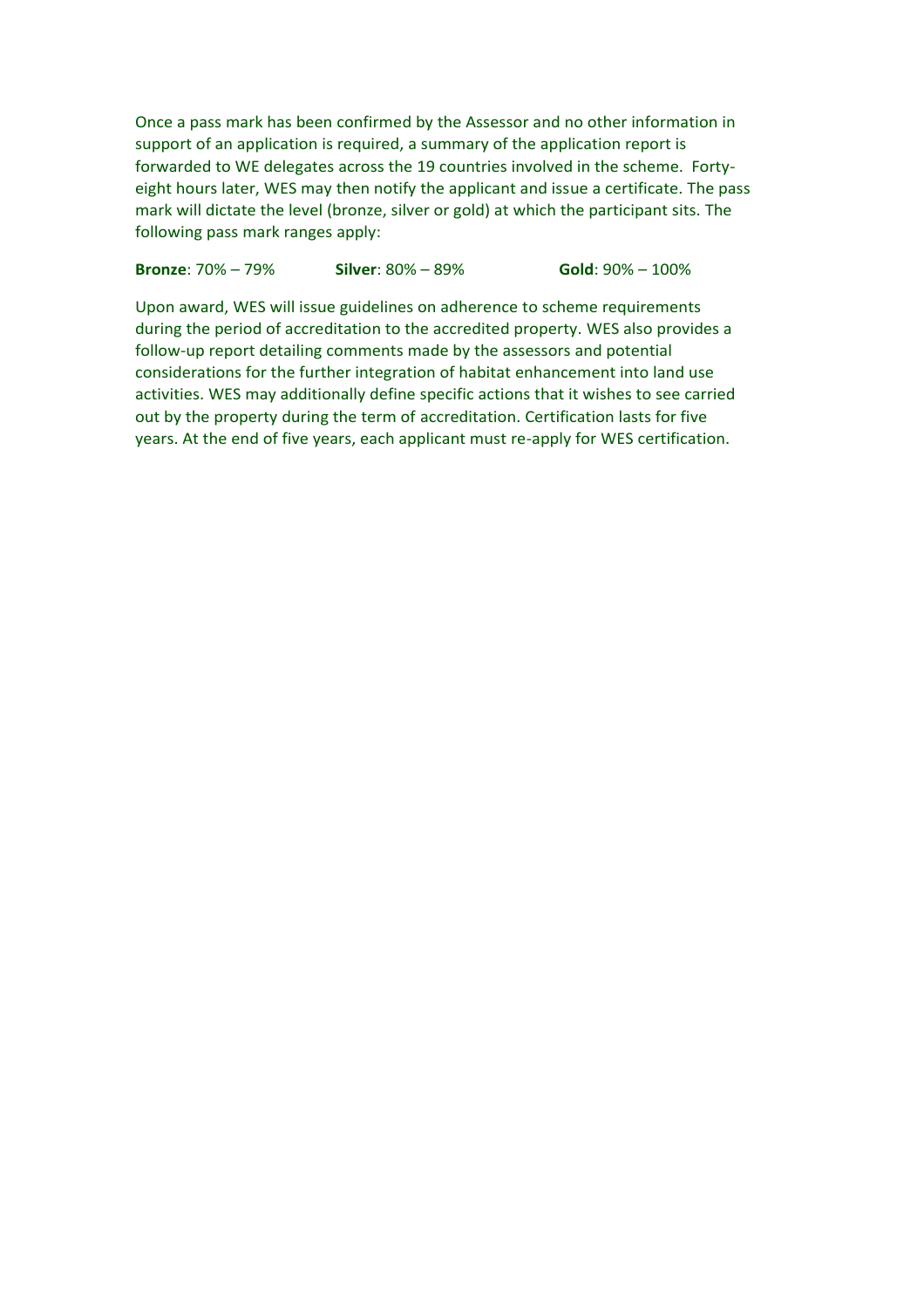Once a pass mark has been confirmed by the Assessor and no other information in support of an application is required, a summary of the application report is forwarded to WE delegates across the 19 countries involved in the scheme.  Forty-eight hours later, WES may then notify the applicant and issue a certificate. The pass mark will dictate the level (bronze, silver or gold) at which the participant sits. The following pass mark ranges apply:

**Bronze**: 70% – 79%  **Silver**: 80% – 89%  **Gold**: 90% – 100%

Upon award, WES will issue guidelines on adherence to scheme requirements during the period of accreditation to the accredited property. WES also provides a follow-up report detailing comments made by the assessors and potential considerations for the further integration of habitat enhancement into land use activities. WES may additionally define specific actions that it wishes to see carried out by the property during the term of accreditation. Certification lasts for five years. At the end of five years, each applicant must re-apply for WES certification.